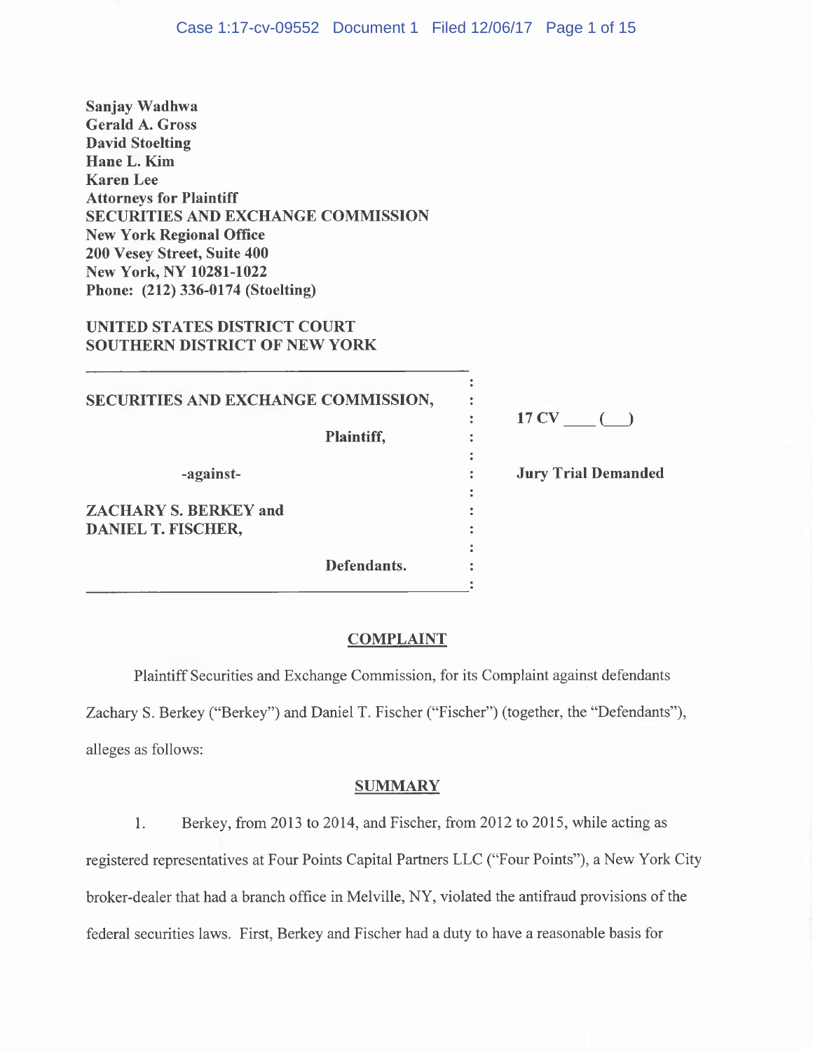**Sanjay Wadhwa**
**Gerald A. Gross**
**David Stoelting**
**Hane L. Kim**
**Karen Lee**
**Attorneys for Plaintiff**
**SECURITIES AND EXCHANGE COMMISSION**
**New York Regional Office**
**200 Vesey Street, Suite 400**
**New York, NY 10281-1022**
**Phone: (212) 336-0174 (Stoelting)**

**UNITED STATES DISTRICT COURT**
**SOUTHERN DISTRICT OF NEW YORK**

| | |
|---|---|
| **SECURITIES AND EXCHANGE COMMISSION,** <br> **Plaintiff,** <br> -against- <br> **ZACHARY S. BERKEY and** <br> **DANIEL T. FISCHER,** <br> **Defendants.** | **17 CV \_\_\_\_ (\_\_\_)** <br> **Jury Trial Demanded** |

## COMPLAINT

Plaintiff Securities and Exchange Commission, for its Complaint against defendants Zachary S. Berkey ("Berkey") and Daniel T. Fischer ("Fischer") (together, the "Defendants"), alleges as follows:

## SUMMARY

1. Berkey, from 2013 to 2014, and Fischer, from 2012 to 2015, while acting as registered representatives at Four Points Capital Partners LLC ("Four Points"), a New York City broker-dealer that had a branch office in Melville, NY, violated the antifraud provisions of the federal securities laws. First, Berkey and Fischer had a duty to have a reasonable basis for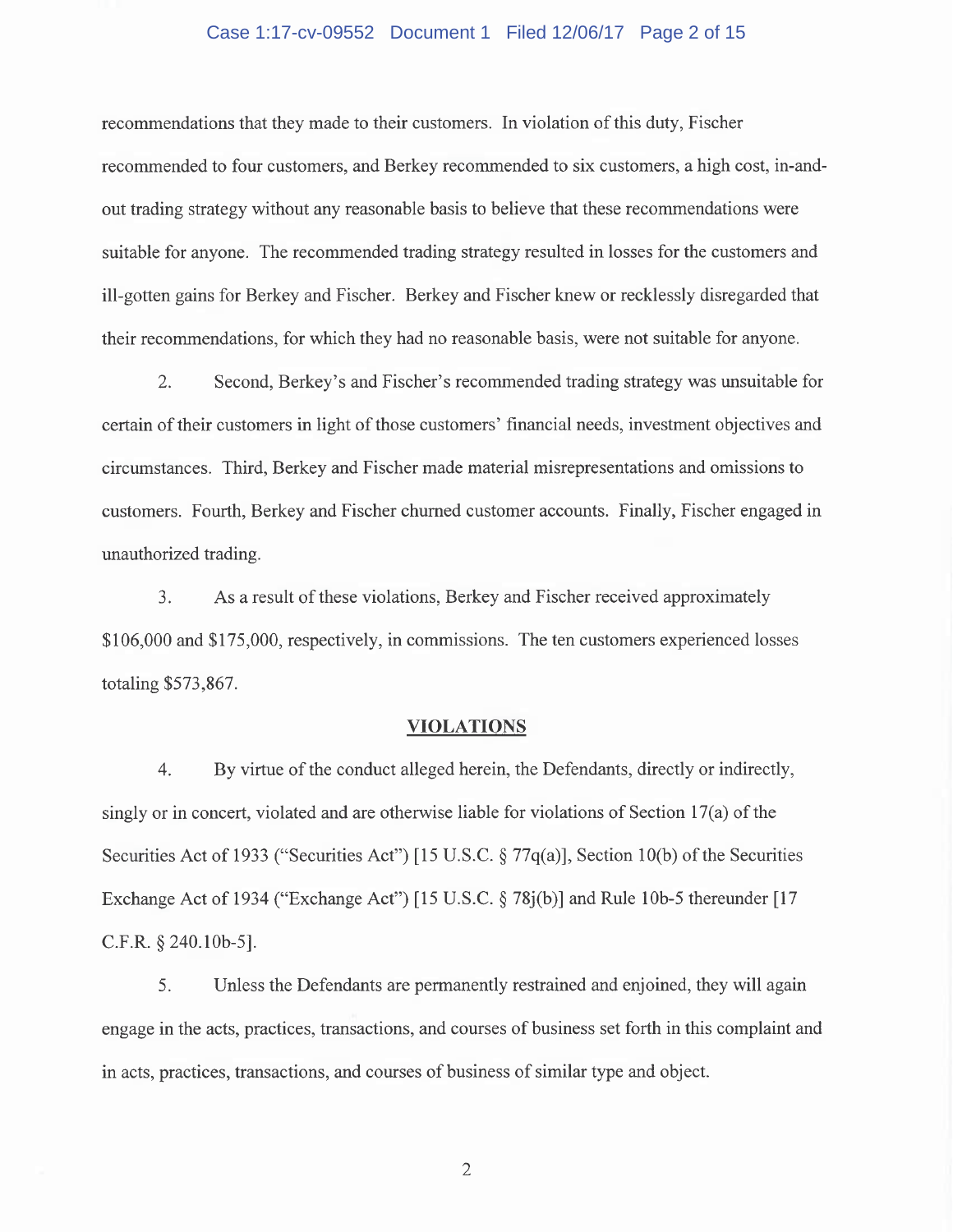recommendations that they made to their customers. In violation of this duty, Fischer recommended to four customers, and Berkey recommended to six customers, a high cost, in-and-out trading strategy without any reasonable basis to believe that these recommendations were suitable for anyone. The recommended trading strategy resulted in losses for the customers and ill-gotten gains for Berkey and Fischer. Berkey and Fischer knew or recklessly disregarded that their recommendations, for which they had no reasonable basis, were not suitable for anyone.

2. Second, Berkey's and Fischer's recommended trading strategy was unsuitable for certain of their customers in light of those customers' financial needs, investment objectives and circumstances. Third, Berkey and Fischer made material misrepresentations and omissions to customers. Fourth, Berkey and Fischer churned customer accounts. Finally, Fischer engaged in unauthorized trading.

3. As a result of these violations, Berkey and Fischer received approximately $106,000 and $175,000, respectively, in commissions. The ten customers experienced losses totaling $573,867.

## VIOLATIONS

4. By virtue of the conduct alleged herein, the Defendants, directly or indirectly, singly or in concert, violated and are otherwise liable for violations of Section 17(a) of the Securities Act of 1933 ("Securities Act") [15 U.S.C. § 77q(a)], Section 10(b) of the Securities Exchange Act of 1934 ("Exchange Act") [15 U.S.C. § 78j(b)] and Rule 10b-5 thereunder [17 C.F.R. § 240.10b-5].

5. Unless the Defendants are permanently restrained and enjoined, they will again engage in the acts, practices, transactions, and courses of business set forth in this complaint and in acts, practices, transactions, and courses of business of similar type and object.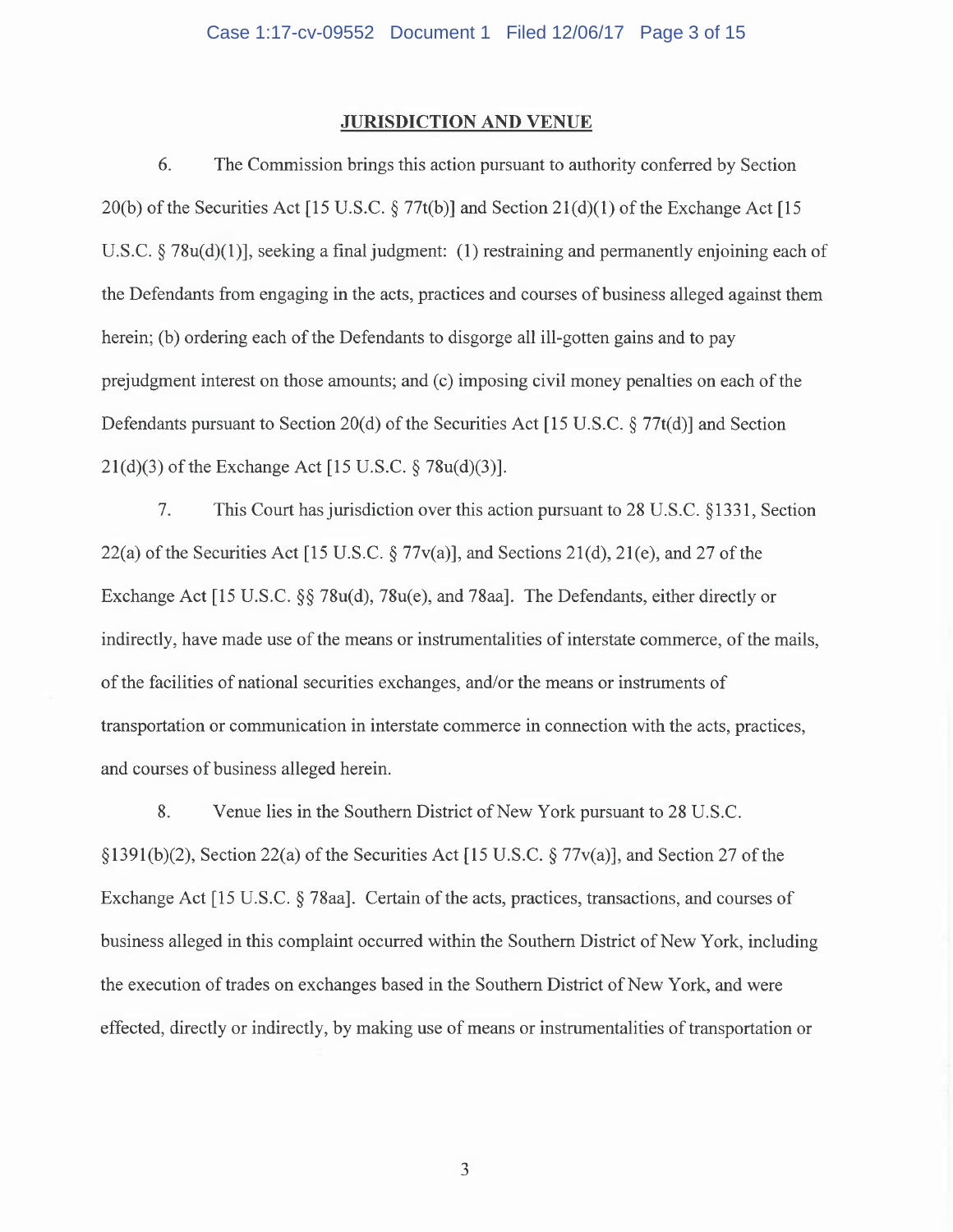## JURISDICTION AND VENUE

6. The Commission brings this action pursuant to authority conferred by Section 20(b) of the Securities Act [15 U.S.C. § 77t(b)] and Section 21(d)(1) of the Exchange Act [15 U.S.C. § 78u(d)(1)], seeking a final judgment: (1) restraining and permanently enjoining each of the Defendants from engaging in the acts, practices and courses of business alleged against them herein; (b) ordering each of the Defendants to disgorge all ill-gotten gains and to pay prejudgment interest on those amounts; and (c) imposing civil money penalties on each of the Defendants pursuant to Section 20(d) of the Securities Act [15 U.S.C. § 77t(d)] and Section 21(d)(3) of the Exchange Act [15 U.S.C. § 78u(d)(3)].

7. This Court has jurisdiction over this action pursuant to 28 U.S.C. §1331, Section 22(a) of the Securities Act [15 U.S.C. § 77v(a)], and Sections 21(d), 21(e), and 27 of the Exchange Act [15 U.S.C. §§ 78u(d), 78u(e), and 78aa]. The Defendants, either directly or indirectly, have made use of the means or instrumentalities of interstate commerce, of the mails, of the facilities of national securities exchanges, and/or the means or instruments of transportation or communication in interstate commerce in connection with the acts, practices, and courses of business alleged herein.

8. Venue lies in the Southern District of New York pursuant to 28 U.S.C. §1391(b)(2), Section 22(a) of the Securities Act [15 U.S.C. § 77v(a)], and Section 27 of the Exchange Act [15 U.S.C. § 78aa]. Certain of the acts, practices, transactions, and courses of business alleged in this complaint occurred within the Southern District of New York, including the execution of trades on exchanges based in the Southern District of New York, and were effected, directly or indirectly, by making use of means or instrumentalities of transportation or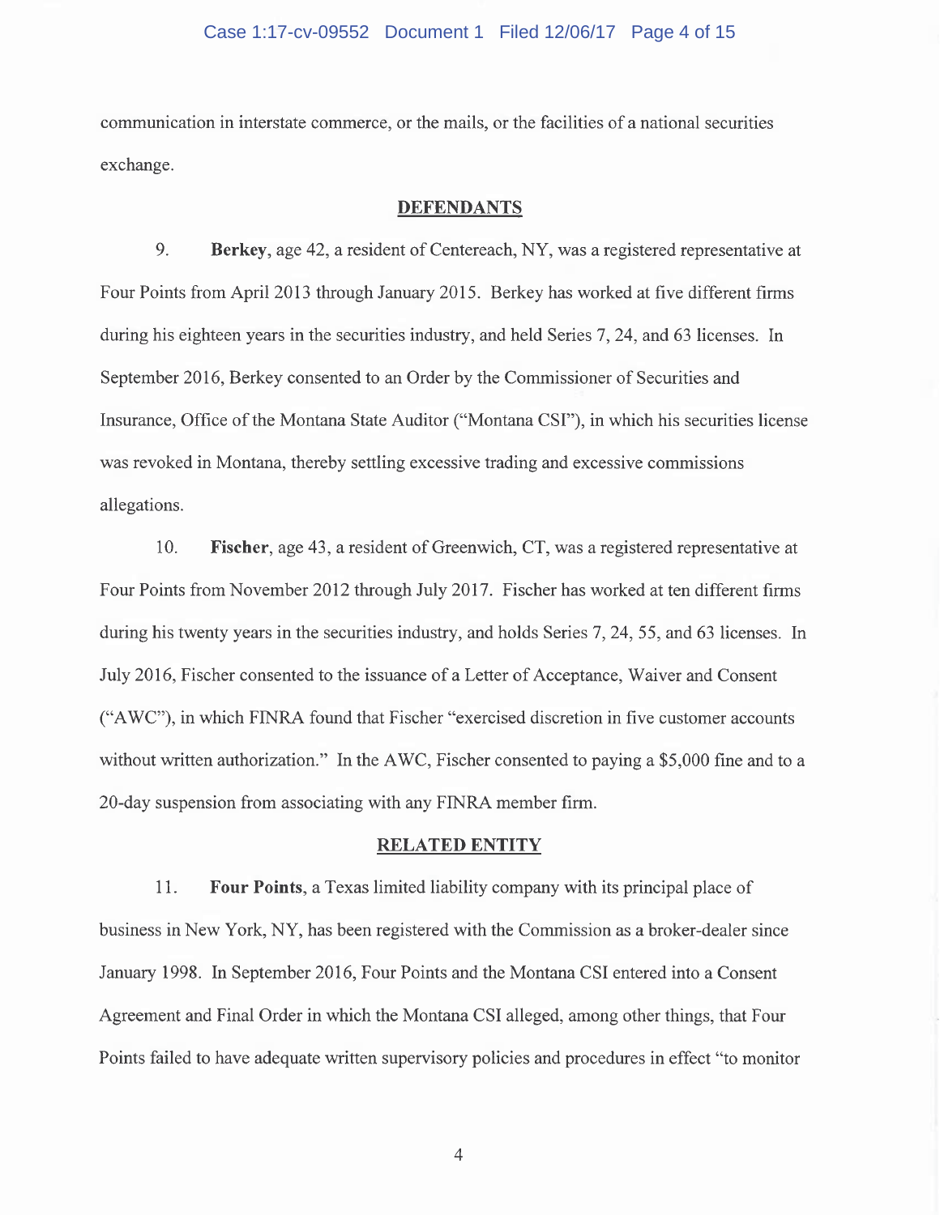communication in interstate commerce, or the mails, or the facilities of a national securities exchange.

## DEFENDANTS

9. **Berkey**, age 42, a resident of Centereach, NY, was a registered representative at Four Points from April 2013 through January 2015. Berkey has worked at five different firms during his eighteen years in the securities industry, and held Series 7, 24, and 63 licenses. In September 2016, Berkey consented to an Order by the Commissioner of Securities and Insurance, Office of the Montana State Auditor ("Montana CSI"), in which his securities license was revoked in Montana, thereby settling excessive trading and excessive commissions allegations.

10. **Fischer**, age 43, a resident of Greenwich, CT, was a registered representative at Four Points from November 2012 through July 2017. Fischer has worked at ten different firms during his twenty years in the securities industry, and holds Series 7, 24, 55, and 63 licenses. In July 2016, Fischer consented to the issuance of a Letter of Acceptance, Waiver and Consent ("AWC"), in which FINRA found that Fischer "exercised discretion in five customer accounts without written authorization." In the AWC, Fischer consented to paying a $5,000 fine and to a 20-day suspension from associating with any FINRA member firm.

## RELATED ENTITY

11. **Four Points**, a Texas limited liability company with its principal place of business in New York, NY, has been registered with the Commission as a broker-dealer since January 1998. In September 2016, Four Points and the Montana CSI entered into a Consent Agreement and Final Order in which the Montana CSI alleged, among other things, that Four Points failed to have adequate written supervisory policies and procedures in effect "to monitor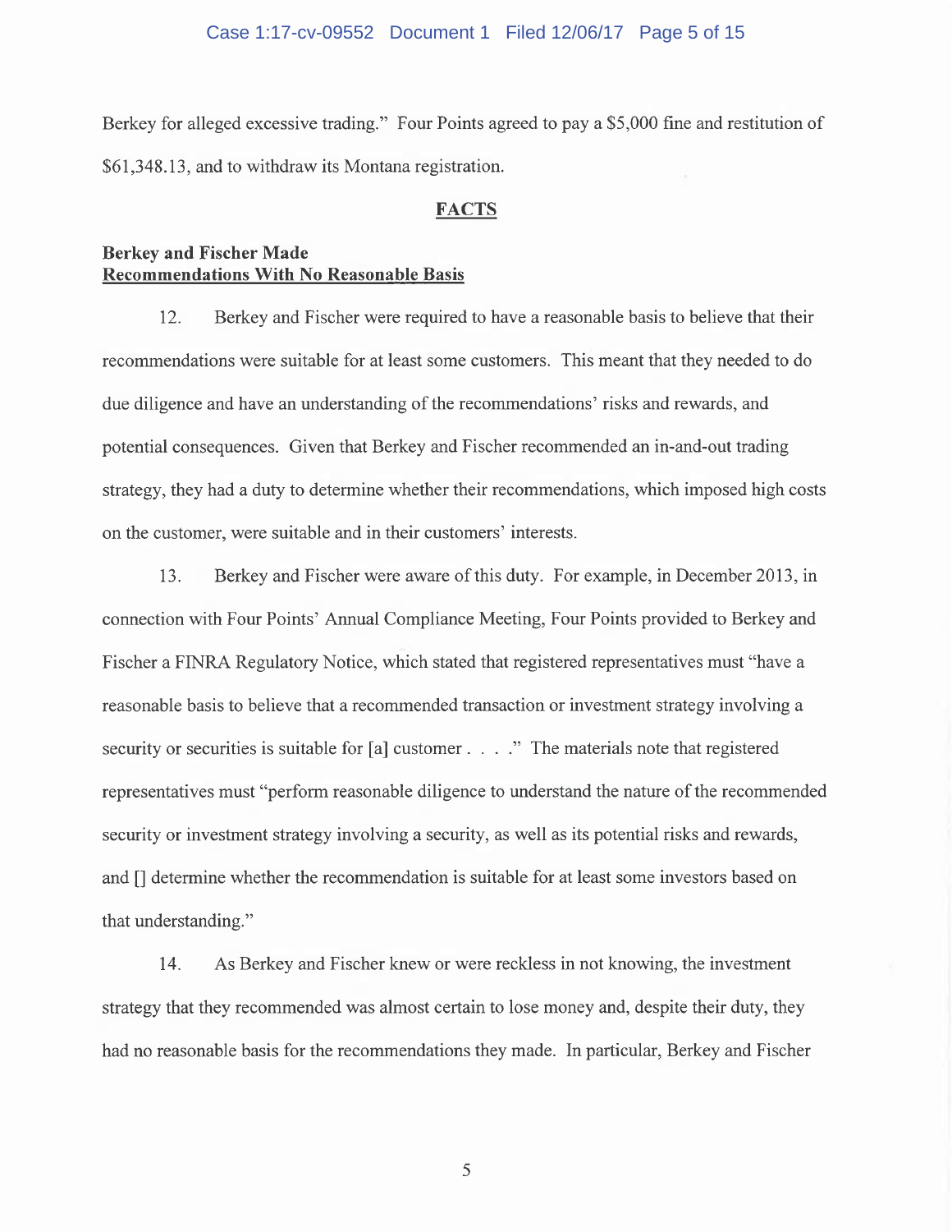Berkey for alleged excessive trading." Four Points agreed to pay a $5,000 fine and restitution of $61,348.13, and to withdraw its Montana registration.

## FACTS

**Berkey and Fischer Made**
**Recommendations With No Reasonable Basis**

12. Berkey and Fischer were required to have a reasonable basis to believe that their recommendations were suitable for at least some customers. This meant that they needed to do due diligence and have an understanding of the recommendations' risks and rewards, and potential consequences. Given that Berkey and Fischer recommended an in-and-out trading strategy, they had a duty to determine whether their recommendations, which imposed high costs on the customer, were suitable and in their customers' interests.

13. Berkey and Fischer were aware of this duty. For example, in December 2013, in connection with Four Points' Annual Compliance Meeting, Four Points provided to Berkey and Fischer a FINRA Regulatory Notice, which stated that registered representatives must "have a reasonable basis to believe that a recommended transaction or investment strategy involving a security or securities is suitable for [a] customer . . . ." The materials note that registered representatives must "perform reasonable diligence to understand the nature of the recommended security or investment strategy involving a security, as well as its potential risks and rewards, and [] determine whether the recommendation is suitable for at least some investors based on that understanding."

14. As Berkey and Fischer knew or were reckless in not knowing, the investment strategy that they recommended was almost certain to lose money and, despite their duty, they had no reasonable basis for the recommendations they made. In particular, Berkey and Fischer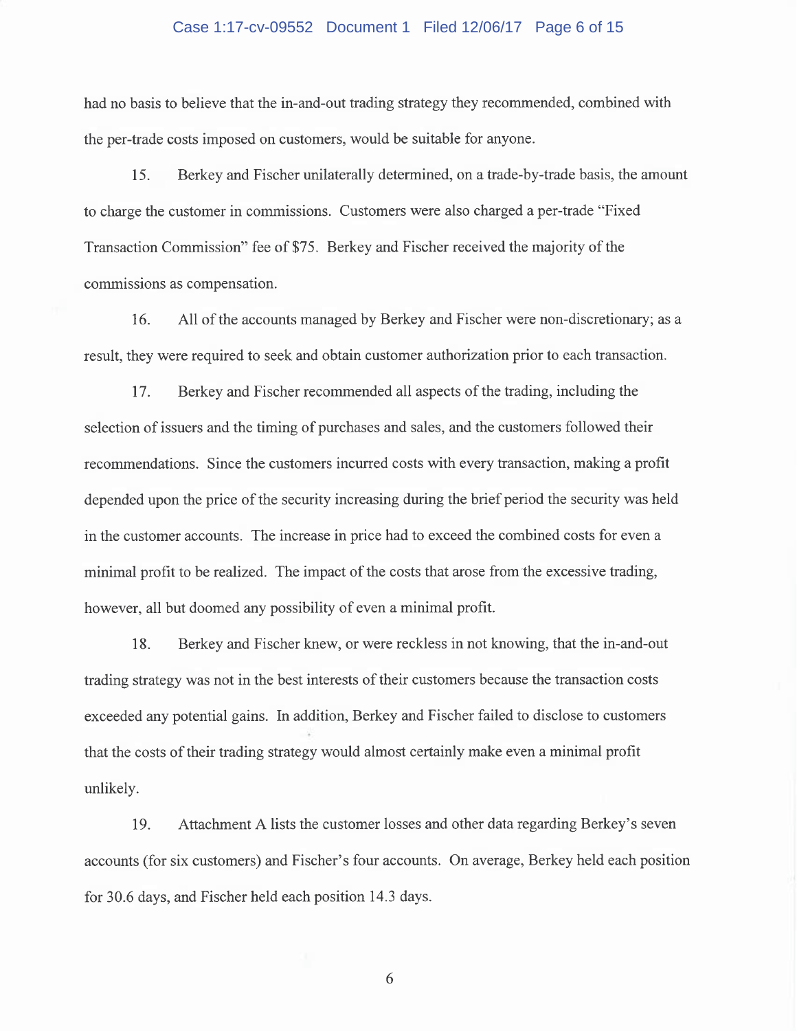had no basis to believe that the in-and-out trading strategy they recommended, combined with the per-trade costs imposed on customers, would be suitable for anyone.

15. Berkey and Fischer unilaterally determined, on a trade-by-trade basis, the amount to charge the customer in commissions. Customers were also charged a per-trade "Fixed Transaction Commission" fee of $75. Berkey and Fischer received the majority of the commissions as compensation.

16. All of the accounts managed by Berkey and Fischer were non-discretionary; as a result, they were required to seek and obtain customer authorization prior to each transaction.

17. Berkey and Fischer recommended all aspects of the trading, including the selection of issuers and the timing of purchases and sales, and the customers followed their recommendations. Since the customers incurred costs with every transaction, making a profit depended upon the price of the security increasing during the brief period the security was held in the customer accounts. The increase in price had to exceed the combined costs for even a minimal profit to be realized. The impact of the costs that arose from the excessive trading, however, all but doomed any possibility of even a minimal profit.

18. Berkey and Fischer knew, or were reckless in not knowing, that the in-and-out trading strategy was not in the best interests of their customers because the transaction costs exceeded any potential gains. In addition, Berkey and Fischer failed to disclose to customers that the costs of their trading strategy would almost certainly make even a minimal profit unlikely.

19. Attachment A lists the customer losses and other data regarding Berkey's seven accounts (for six customers) and Fischer's four accounts. On average, Berkey held each position for 30.6 days, and Fischer held each position 14.3 days.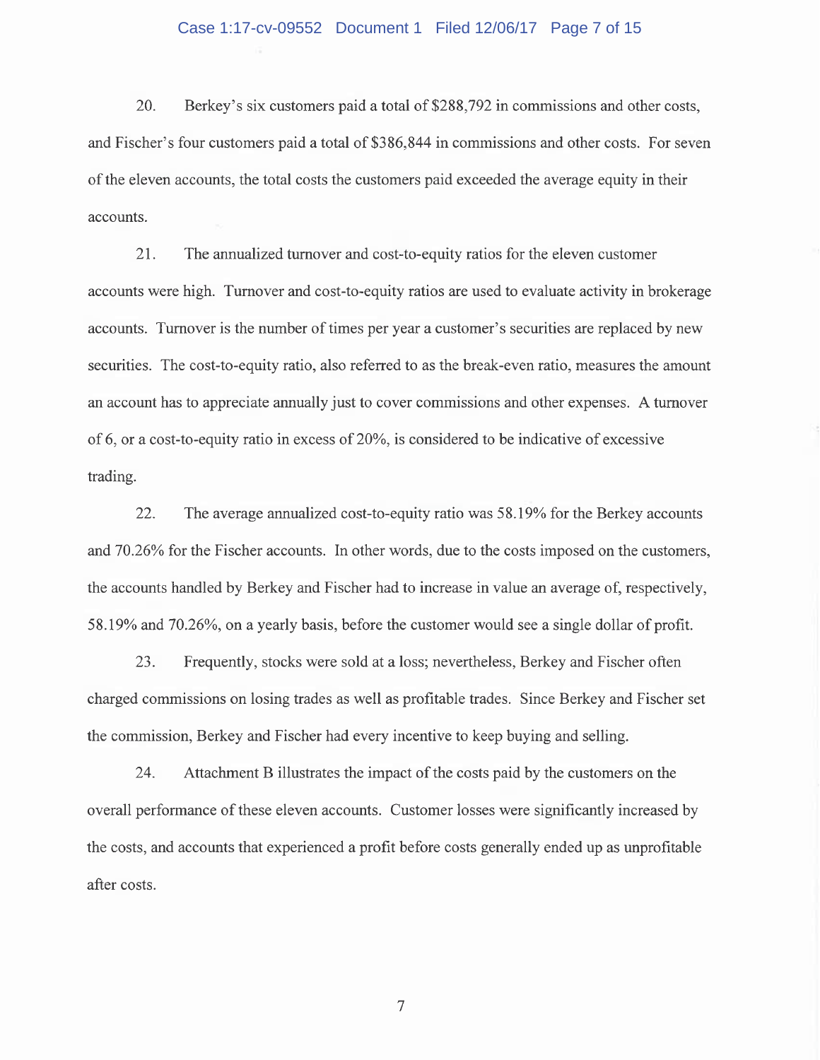20. Berkey's six customers paid a total of $288,792 in commissions and other costs, and Fischer's four customers paid a total of $386,844 in commissions and other costs. For seven of the eleven accounts, the total costs the customers paid exceeded the average equity in their accounts.

21. The annualized turnover and cost-to-equity ratios for the eleven customer accounts were high. Turnover and cost-to-equity ratios are used to evaluate activity in brokerage accounts. Turnover is the number of times per year a customer's securities are replaced by new securities. The cost-to-equity ratio, also referred to as the break-even ratio, measures the amount an account has to appreciate annually just to cover commissions and other expenses. A turnover of 6, or a cost-to-equity ratio in excess of 20%, is considered to be indicative of excessive trading.

22. The average annualized cost-to-equity ratio was 58.19% for the Berkey accounts and 70.26% for the Fischer accounts. In other words, due to the costs imposed on the customers, the accounts handled by Berkey and Fischer had to increase in value an average of, respectively, 58.19% and 70.26%, on a yearly basis, before the customer would see a single dollar of profit.

23. Frequently, stocks were sold at a loss; nevertheless, Berkey and Fischer often charged commissions on losing trades as well as profitable trades. Since Berkey and Fischer set the commission, Berkey and Fischer had every incentive to keep buying and selling.

24. Attachment B illustrates the impact of the costs paid by the customers on the overall performance of these eleven accounts. Customer losses were significantly increased by the costs, and accounts that experienced a profit before costs generally ended up as unprofitable after costs.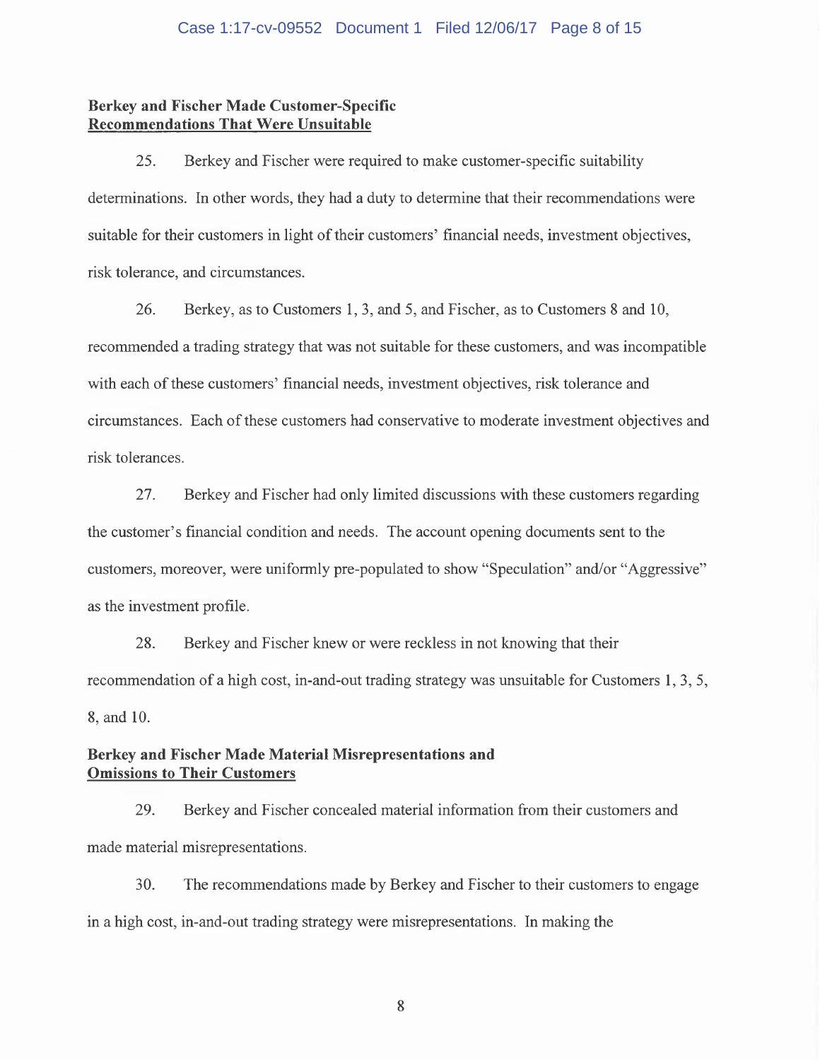**Berkey and Fischer Made Customer-Specific**
**<u>Recommendations That Were Unsuitable</u>**

25. Berkey and Fischer were required to make customer-specific suitability determinations. In other words, they had a duty to determine that their recommendations were suitable for their customers in light of their customers' financial needs, investment objectives, risk tolerance, and circumstances.

26. Berkey, as to Customers 1, 3, and 5, and Fischer, as to Customers 8 and 10, recommended a trading strategy that was not suitable for these customers, and was incompatible with each of these customers' financial needs, investment objectives, risk tolerance and circumstances. Each of these customers had conservative to moderate investment objectives and risk tolerances.

27. Berkey and Fischer had only limited discussions with these customers regarding the customer's financial condition and needs. The account opening documents sent to the customers, moreover, were uniformly pre-populated to show "Speculation" and/or "Aggressive" as the investment profile.

28. Berkey and Fischer knew or were reckless in not knowing that their recommendation of a high cost, in-and-out trading strategy was unsuitable for Customers 1, 3, 5, 8, and 10.

**Berkey and Fischer Made Material Misrepresentations and**
**<u>Omissions to Their Customers</u>**

29. Berkey and Fischer concealed material information from their customers and made material misrepresentations.

30. The recommendations made by Berkey and Fischer to their customers to engage in a high cost, in-and-out trading strategy were misrepresentations. In making the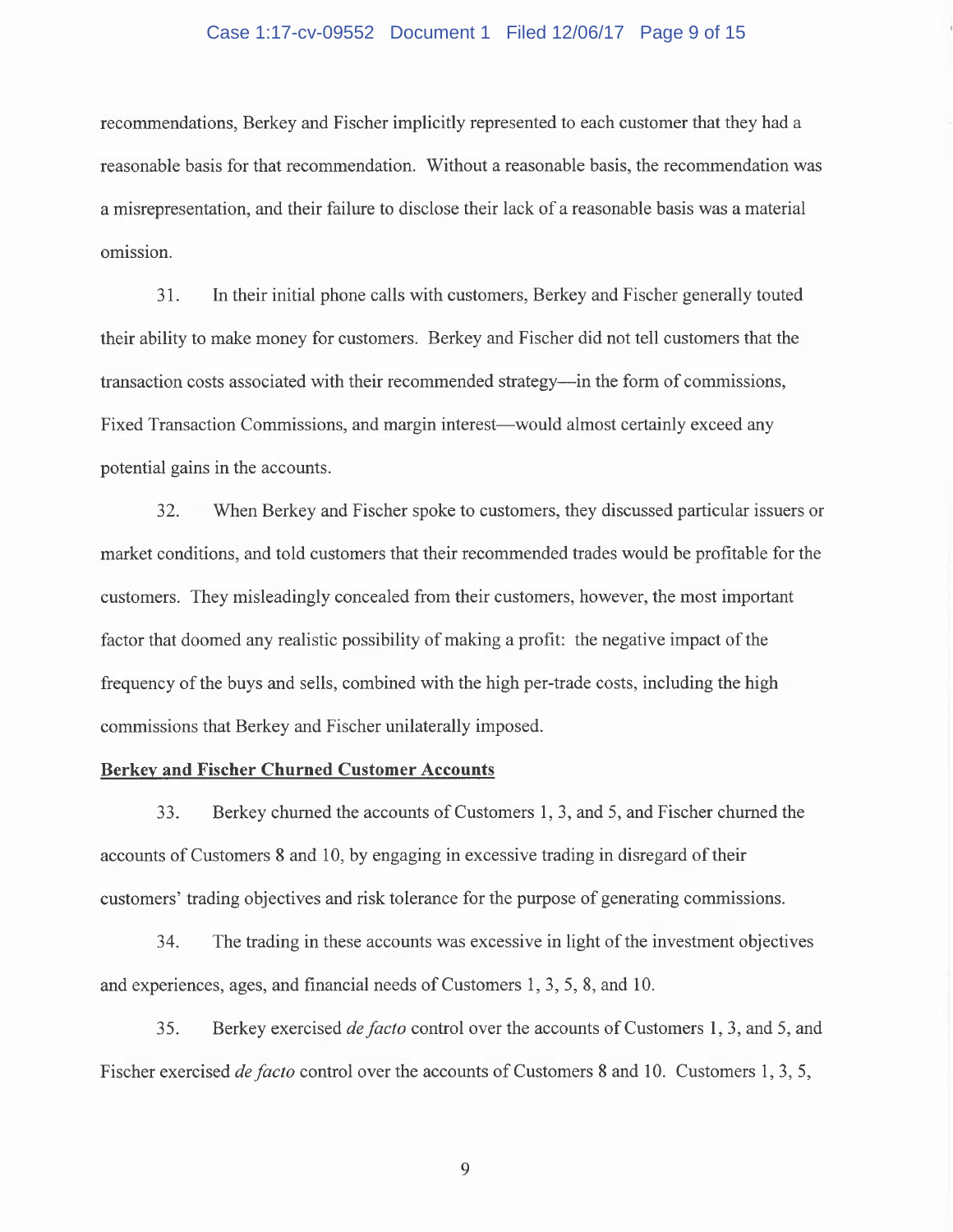recommendations, Berkey and Fischer implicitly represented to each customer that they had a reasonable basis for that recommendation. Without a reasonable basis, the recommendation was a misrepresentation, and their failure to disclose their lack of a reasonable basis was a material omission.

31. In their initial phone calls with customers, Berkey and Fischer generally touted their ability to make money for customers. Berkey and Fischer did not tell customers that the transaction costs associated with their recommended strategy—in the form of commissions, Fixed Transaction Commissions, and margin interest—would almost certainly exceed any potential gains in the accounts.

32. When Berkey and Fischer spoke to customers, they discussed particular issuers or market conditions, and told customers that their recommended trades would be profitable for the customers. They misleadingly concealed from their customers, however, the most important factor that doomed any realistic possibility of making a profit: the negative impact of the frequency of the buys and sells, combined with the high per-trade costs, including the high commissions that Berkey and Fischer unilaterally imposed.

**Berkey and Fischer Churned Customer Accounts**

33. Berkey churned the accounts of Customers 1, 3, and 5, and Fischer churned the accounts of Customers 8 and 10, by engaging in excessive trading in disregard of their customers' trading objectives and risk tolerance for the purpose of generating commissions.

34. The trading in these accounts was excessive in light of the investment objectives and experiences, ages, and financial needs of Customers 1, 3, 5, 8, and 10.

35. Berkey exercised *de facto* control over the accounts of Customers 1, 3, and 5, and Fischer exercised *de facto* control over the accounts of Customers 8 and 10. Customers 1, 3, 5,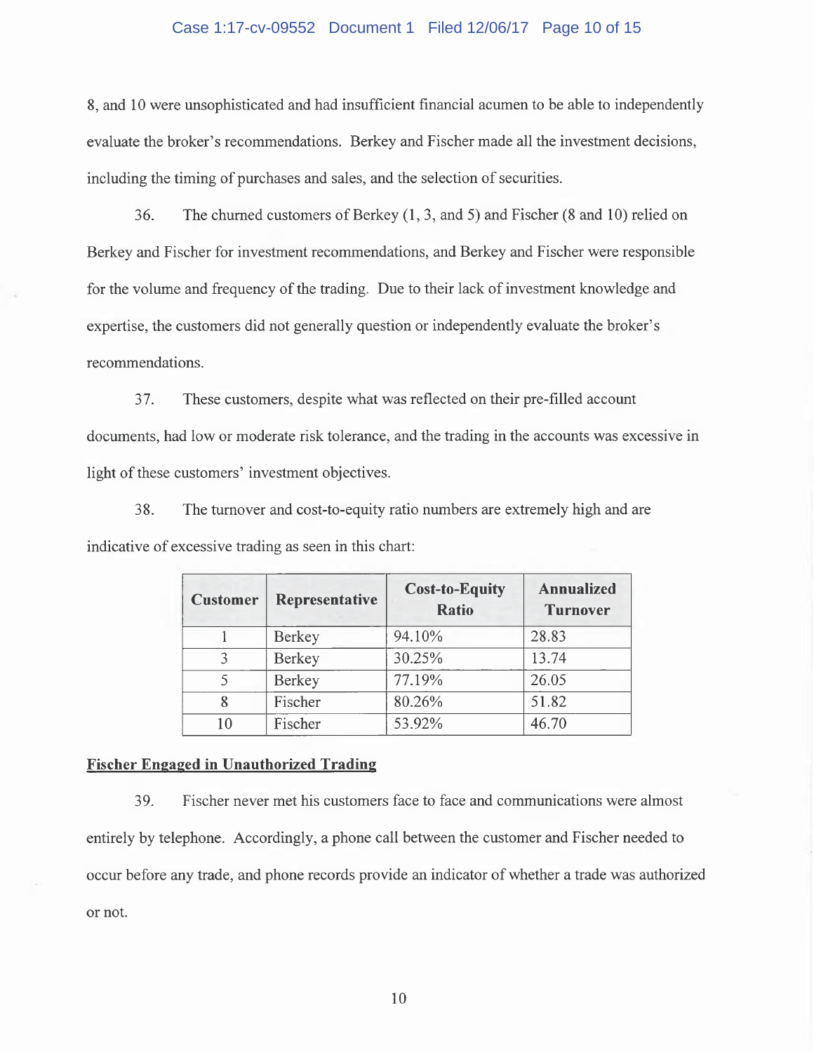8, and 10 were unsophisticated and had insufficient financial acumen to be able to independently evaluate the broker's recommendations. Berkey and Fischer made all the investment decisions, including the timing of purchases and sales, and the selection of securities.

36. The churned customers of Berkey (1, 3, and 5) and Fischer (8 and 10) relied on Berkey and Fischer for investment recommendations, and Berkey and Fischer were responsible for the volume and frequency of the trading. Due to their lack of investment knowledge and expertise, the customers did not generally question or independently evaluate the broker's recommendations.

37. These customers, despite what was reflected on their pre-filled account documents, had low or moderate risk tolerance, and the trading in the accounts was excessive in light of these customers' investment objectives.

38. The turnover and cost-to-equity ratio numbers are extremely high and are indicative of excessive trading as seen in this chart:

| Customer | Representative | Cost-to-Equity Ratio | Annualized Turnover |
|---|---|---|---|
| 1 | Berkey | 94.10% | 28.83 |
| 3 | Berkey | 30.25% | 13.74 |
| 5 | Berkey | 77.19% | 26.05 |
| 8 | Fischer | 80.26% | 51.82 |
| 10 | Fischer | 53.92% | 46.70 |

**Fischer Engaged in Unauthorized Trading**

39. Fischer never met his customers face to face and communications were almost entirely by telephone. Accordingly, a phone call between the customer and Fischer needed to occur before any trade, and phone records provide an indicator of whether a trade was authorized or not.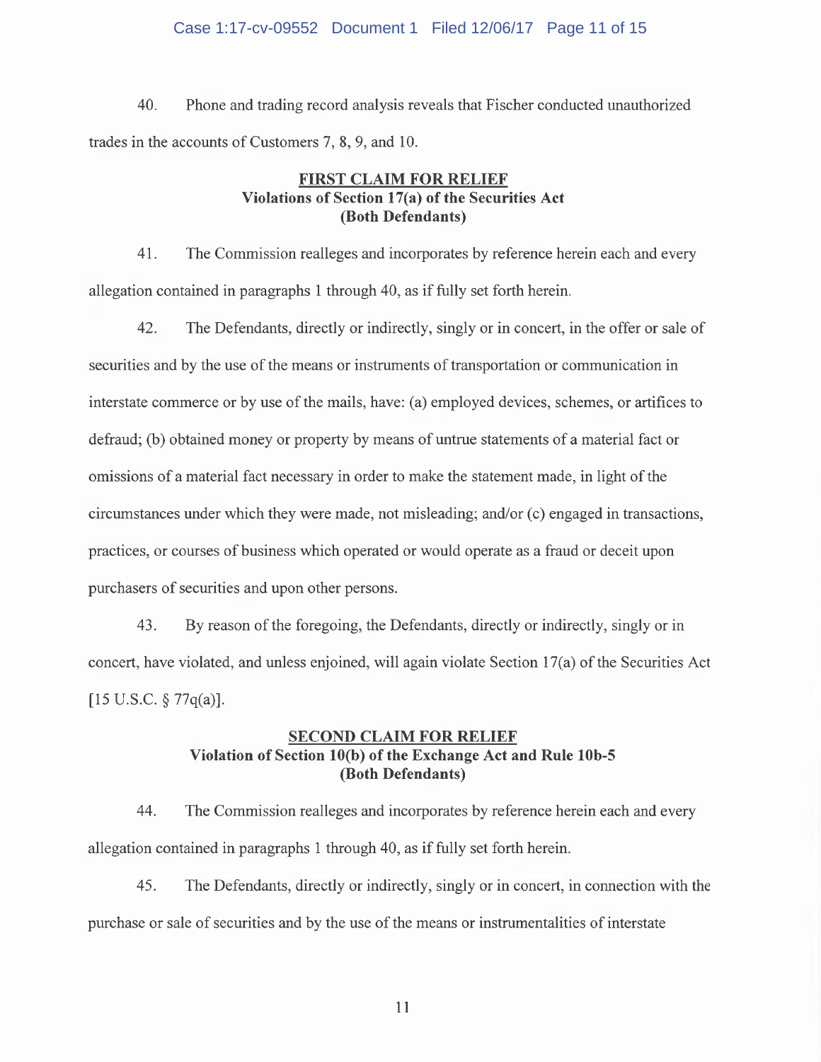40. Phone and trading record analysis reveals that Fischer conducted unauthorized trades in the accounts of Customers 7, 8, 9, and 10.

**FIRST CLAIM FOR RELIEF**
**Violations of Section 17(a) of the Securities Act**
**(Both Defendants)**

41. The Commission realleges and incorporates by reference herein each and every allegation contained in paragraphs 1 through 40, as if fully set forth herein.

42. The Defendants, directly or indirectly, singly or in concert, in the offer or sale of securities and by the use of the means or instruments of transportation or communication in interstate commerce or by use of the mails, have: (a) employed devices, schemes, or artifices to defraud; (b) obtained money or property by means of untrue statements of a material fact or omissions of a material fact necessary in order to make the statement made, in light of the circumstances under which they were made, not misleading; and/or (c) engaged in transactions, practices, or courses of business which operated or would operate as a fraud or deceit upon purchasers of securities and upon other persons.

43. By reason of the foregoing, the Defendants, directly or indirectly, singly or in concert, have violated, and unless enjoined, will again violate Section 17(a) of the Securities Act [15 U.S.C. § 77q(a)].

**SECOND CLAIM FOR RELIEF**
**Violation of Section 10(b) of the Exchange Act and Rule 10b-5**
**(Both Defendants)**

44. The Commission realleges and incorporates by reference herein each and every allegation contained in paragraphs 1 through 40, as if fully set forth herein.

45. The Defendants, directly or indirectly, singly or in concert, in connection with the purchase or sale of securities and by the use of the means or instrumentalities of interstate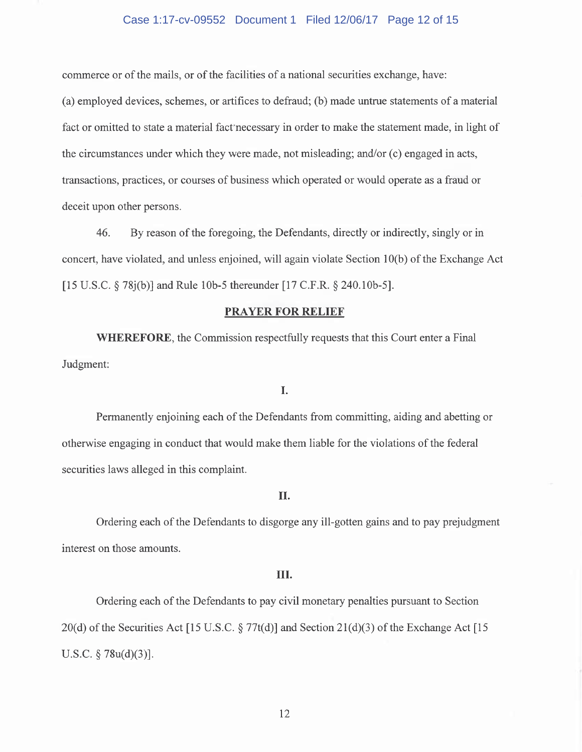commerce or of the mails, or of the facilities of a national securities exchange, have:

(a) employed devices, schemes, or artifices to defraud; (b) made untrue statements of a material fact or omitted to state a material fact necessary in order to make the statement made, in light of the circumstances under which they were made, not misleading; and/or (c) engaged in acts, transactions, practices, or courses of business which operated or would operate as a fraud or deceit upon other persons.

46. By reason of the foregoing, the Defendants, directly or indirectly, singly or in concert, have violated, and unless enjoined, will again violate Section 10(b) of the Exchange Act [15 U.S.C. § 78j(b)] and Rule 10b-5 thereunder [17 C.F.R. § 240.10b-5].

## PRAYER FOR RELIEF

**WHEREFORE**, the Commission respectfully requests that this Court enter a Final Judgment:

### I.

Permanently enjoining each of the Defendants from committing, aiding and abetting or otherwise engaging in conduct that would make them liable for the violations of the federal securities laws alleged in this complaint.

### II.

Ordering each of the Defendants to disgorge any ill-gotten gains and to pay prejudgment interest on those amounts.

### III.

Ordering each of the Defendants to pay civil monetary penalties pursuant to Section 20(d) of the Securities Act [15 U.S.C. § 77t(d)] and Section 21(d)(3) of the Exchange Act [15 U.S.C. § 78u(d)(3)].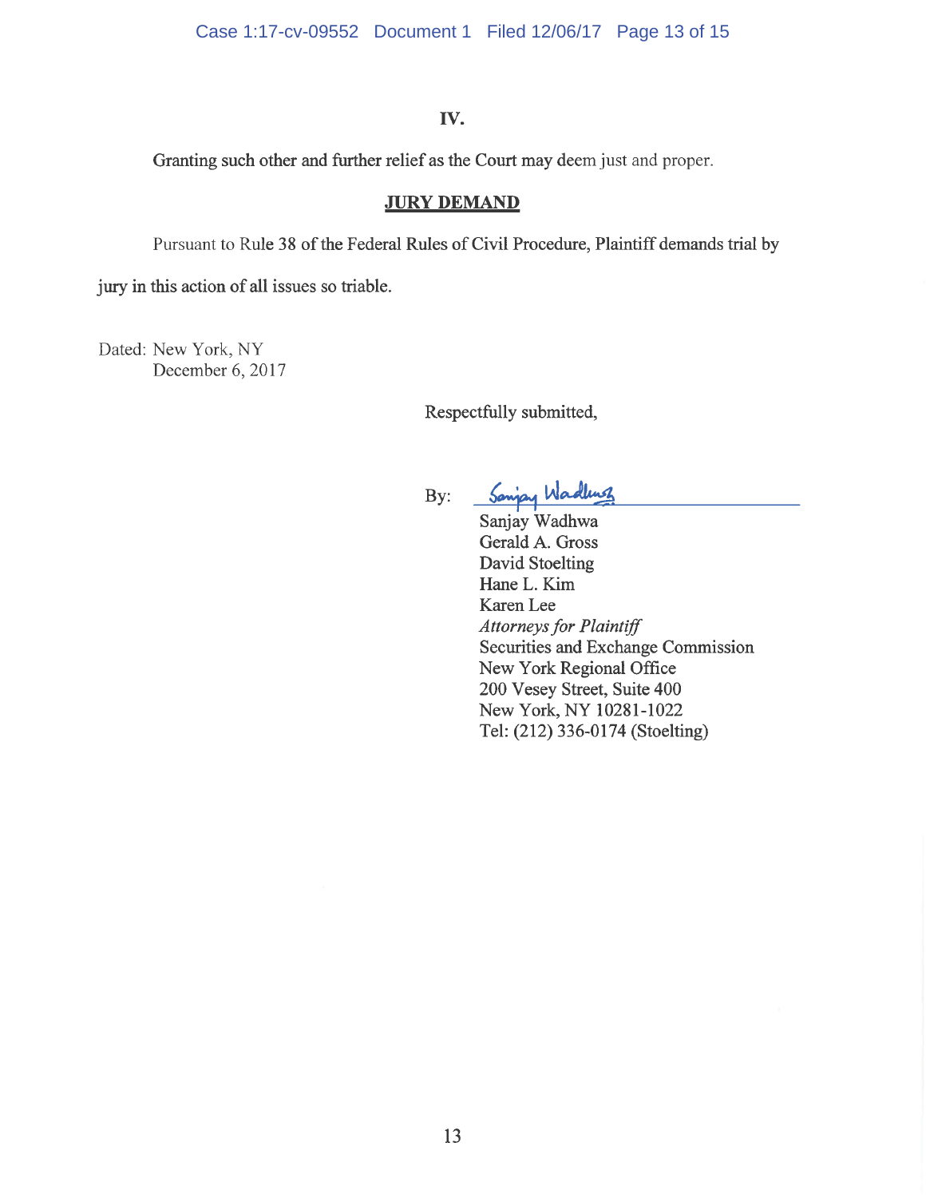IV.

Granting such other and further relief as the Court may deem just and proper.

**JURY DEMAND**

Pursuant to Rule 38 of the Federal Rules of Civil Procedure, Plaintiff demands trial by jury in this action of all issues so triable.

Dated: New York, NY
December 6, 2017

Respectfully submitted,

By: Sanjay Wadhwa

Sanjay Wadhwa
Gerald A. Gross
David Stoelting
Hane L. Kim
Karen Lee
*Attorneys for Plaintiff*
Securities and Exchange Commission
New York Regional Office
200 Vesey Street, Suite 400
New York, NY 10281-1022
Tel: (212) 336-0174 (Stoelting)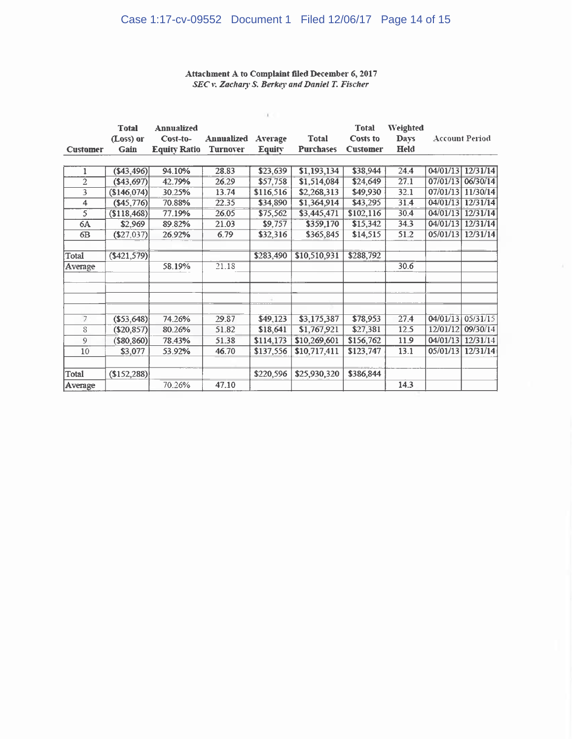**Attachment A to Complaint filed December 6, 2017**
*SEC v. Zachary S. Berkey and Daniel T. Fischer*

| Customer | Total (Loss) or Gain | Annualized Cost-to-Equity Ratio | Annualized Turnover | Average Equity | Total Purchases | Total Costs to Customer | Weighted Days Held | Account Period | |
|---|---|---|---|---|---|---|---|---|---|
| 1 | ($43,496) | 94.10% | 28.83 | $23,639 | $1,193,134 | $38,944 | 24.4 | 04/01/13 | 12/31/14 |
| 2 | ($43,697) | 42.79% | 26.29 | $57,758 | $1,514,084 | $24,649 | 27.1 | 07/01/13 | 06/30/14 |
| 3 | ($146,074) | 30.25% | 13.74 | $116,516 | $2,268,313 | $49,930 | 32.1 | 07/01/13 | 11/30/14 |
| 4 | ($45,776) | 70.88% | 22.35 | $34,890 | $1,364,914 | $43,295 | 31.4 | 04/01/13 | 12/31/14 |
| 5 | ($118,468) | 77.19% | 26.05 | $75,562 | $3,445,471 | $102,116 | 30.4 | 04/01/13 | 12/31/14 |
| 6A | $2,969 | 89.82% | 21.03 | $9,757 | $359,170 | $15,342 | 34.3 | 04/01/13 | 12/31/14 |
| 6B | ($27,037) | 26.92% | 6.79 | $32,316 | $365,845 | $14,515 | 51.2 | 05/01/13 | 12/31/14 |
| | | | | | | | | | |
| Total | ($421,579) | | | $283,490 | $10,510,931 | $288,792 | | | |
| Average | | 58.19% | 21.18 | | | | 30.6 | | |
| | | | | | | | | | |
| 7 | ($53,648) | 74.26% | 29.87 | $49,123 | $3,175,387 | $78,953 | 27.4 | 04/01/13 | 05/31/15 |
| 8 | ($20,857) | 80.26% | 51.82 | $18,641 | $1,767,921 | $27,381 | 12.5 | 12/01/12 | 09/30/14 |
| 9 | ($80,860) | 78.43% | 51.38 | $114,173 | $10,269,601 | $156,762 | 11.9 | 04/01/13 | 12/31/14 |
| 10 | $3,077 | 53.92% | 46.70 | $137,556 | $10,717,411 | $123,747 | 13.1 | 05/01/13 | 12/31/14 |
| | | | | | | | | | |
| Total | ($152,288) | | | $220,596 | $25,930,320 | $386,844 | | | |
| Average | | 70.26% | 47.10 | | | | 14.3 | | |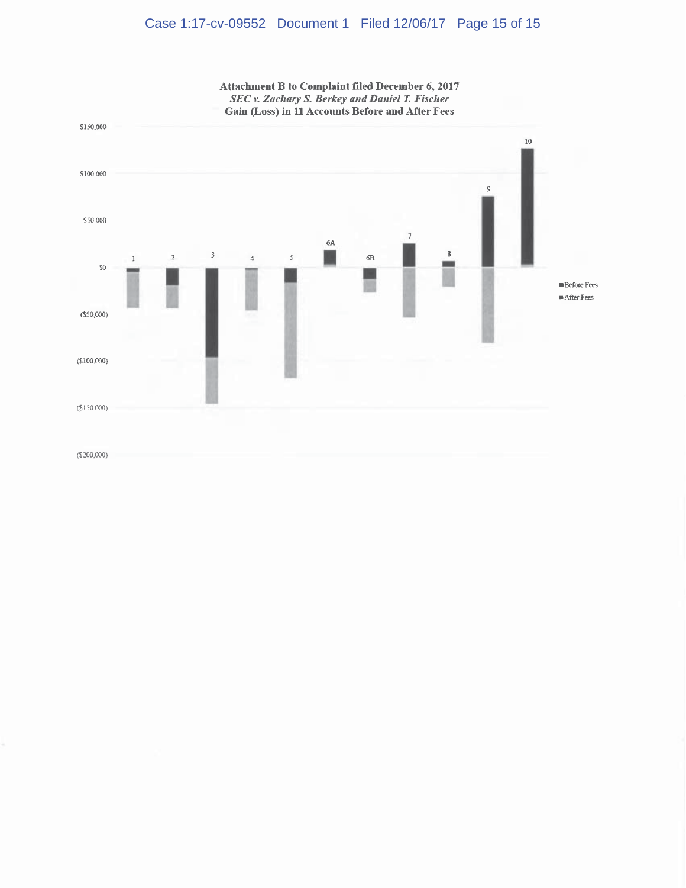**Attachment B to Complaint filed December 6, 2017**
***SEC v. Zachary S. Berkey and Daniel T. Fischer***
**Gain (Loss) in 11 Accounts Before and After Fees**

$150,000
$100,000
$50,000
$0
($50,000)
($100,000)
($150,000)
($200,000)

1
2
3
4
5
6A
6B
7
8
9
10

Before Fees
After Fees